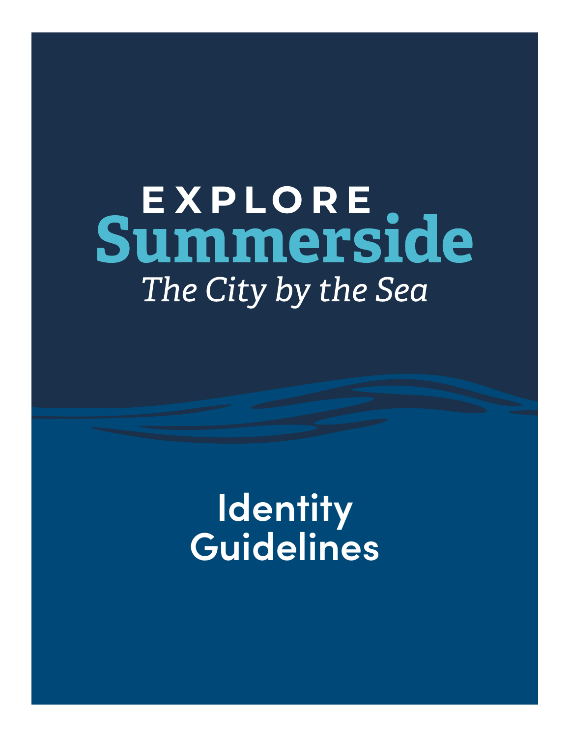# EXPLORE Summerside

*The City by the Sea*

# Identity Guidelines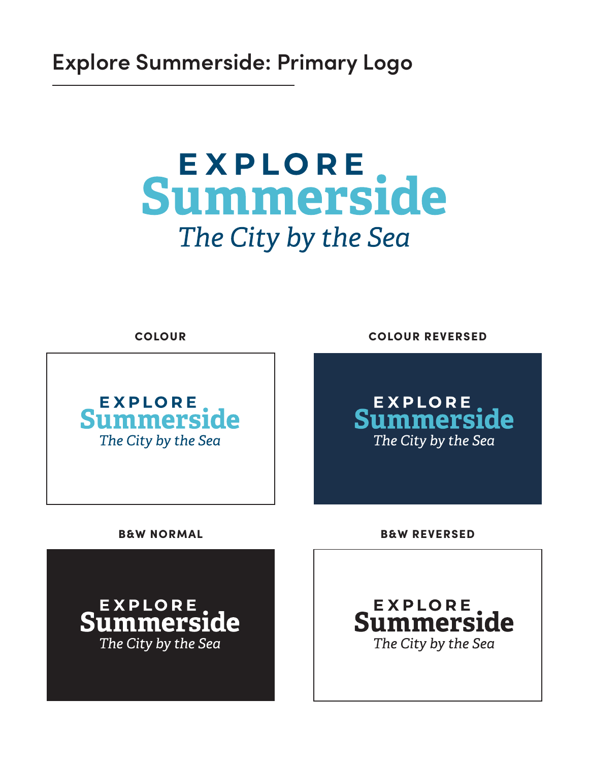## Explore Summerside: Primary Logo

EXPLORE
Summerside
*The City by the Sea*

**COLOUR**

EXPLORE
Summerside
*The City by the Sea*

**COLOUR REVERSED**

EXPLORE
Summerside
*The City by the Sea*

**B&W NORMAL**

EXPLORE
Summerside
*The City by the Sea*

**B&W REVERSED**

EXPLORE
Summerside
*The City by the Sea*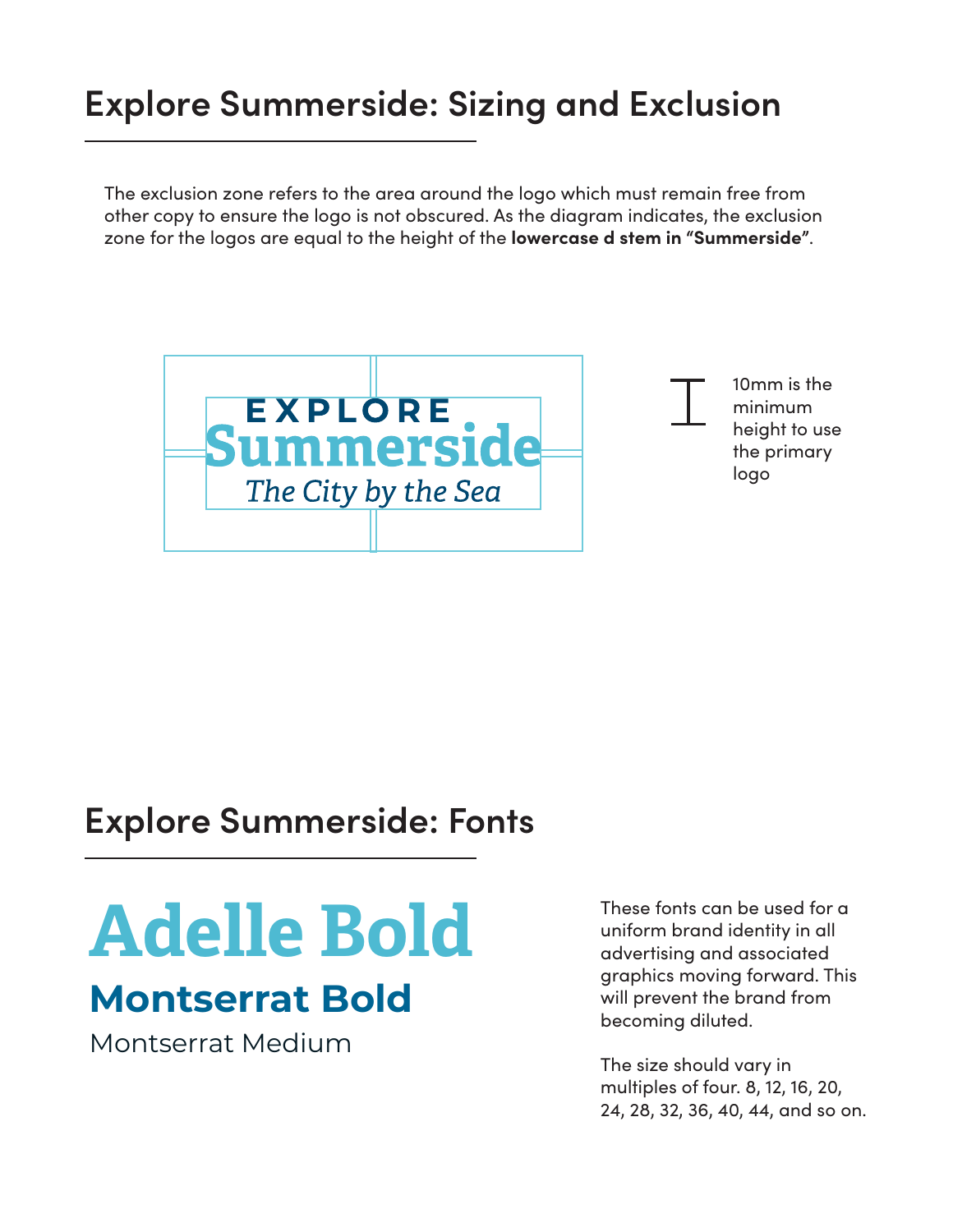## Explore Summerside: Sizing and Exclusion

The exclusion zone refers to the area around the logo which must remain free from other copy to ensure the logo is not obscured. As the diagram indicates, the exclusion zone for the logos are equal to the height of the **lowercase d stem in "Summerside"**.

EXPLORE
Summerside
*The City by the Sea*

10mm is the minimum height to use the primary logo

## Explore Summerside: Fonts

**Adelle Bold**

**Montserrat Bold**

Montserrat Medium

These fonts can be used for a uniform brand identity in all advertising and associated graphics moving forward. This will prevent the brand from becoming diluted.

The size should vary in multiples of four. 8, 12, 16, 20, 24, 28, 32, 36, 40, 44, and so on.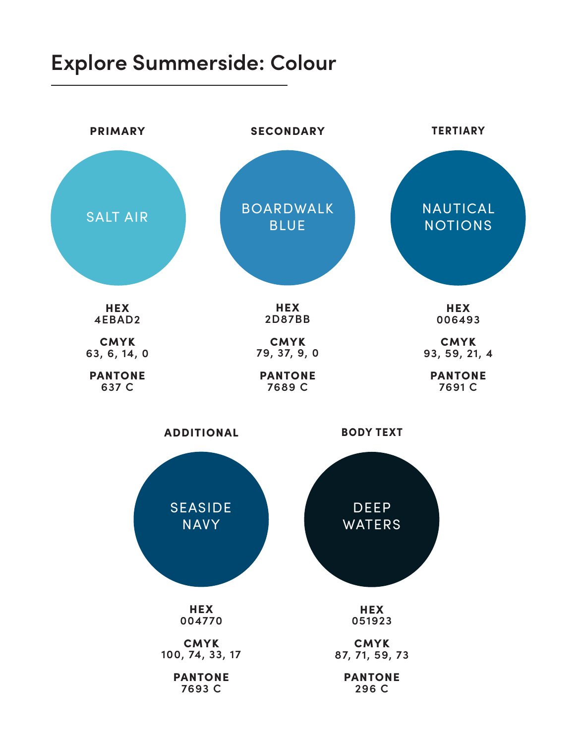# Explore Summerside: Colour

### PRIMARY

SALT AIR

**HEX**
4EBAD2

**CMYK**
63, 6, 14, 0

**PANTONE**
637 C

### SECONDARY

BOARDWALK BLUE

**HEX**
2D87BB

**CMYK**
79, 37, 9, 0

**PANTONE**
7689 C

### TERTIARY

NAUTICAL NOTIONS

**HEX**
006493

**CMYK**
93, 59, 21, 4

**PANTONE**
7691 C

### ADDITIONAL

SEASIDE NAVY

**HEX**
004770

**CMYK**
100, 74, 33, 17

**PANTONE**
7693 C

### BODY TEXT

DEEP WATERS

**HEX**
051923

**CMYK**
87, 71, 59, 73

**PANTONE**
296 C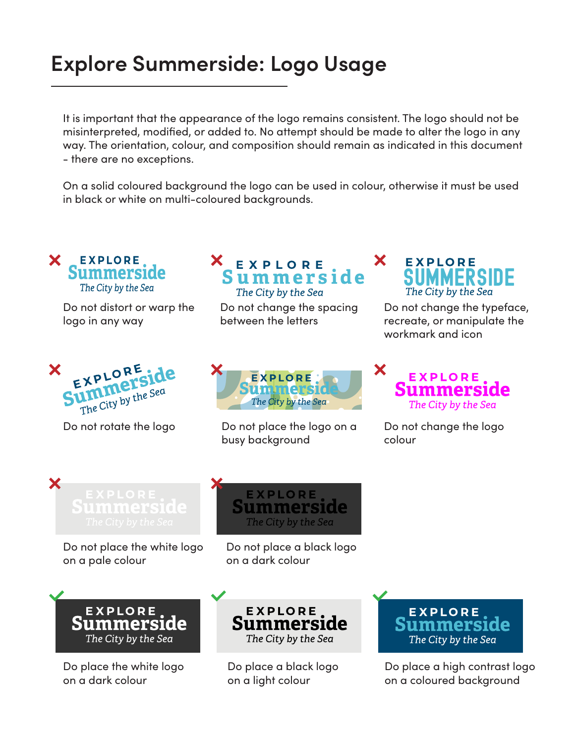# Explore Summerside: Logo Usage

It is important that the appearance of the logo remains consistent. The logo should not be misinterpreted, modified, or added to. No attempt should be made to alter the logo in any way. The orientation, colour, and composition should remain as indicated in this document - there are no exceptions.

On a solid coloured background the logo can be used in colour, otherwise it must be used in black or white on multi-coloured backgrounds.

✗ Do not distort or warp the logo in any way

✗ Do not change the spacing between the letters

✗ Do not change the typeface, recreate, or manipulate the workmark and icon

✗ Do not rotate the logo

✗ Do not place the logo on a busy background

✗ Do not change the logo colour

✗ Do not place the white logo on a pale colour

✗ Do not place a black logo on a dark colour

✓ Do place the white logo on a dark colour

✓ Do place a black logo on a light colour

✓ Do place a high contrast logo on a coloured background